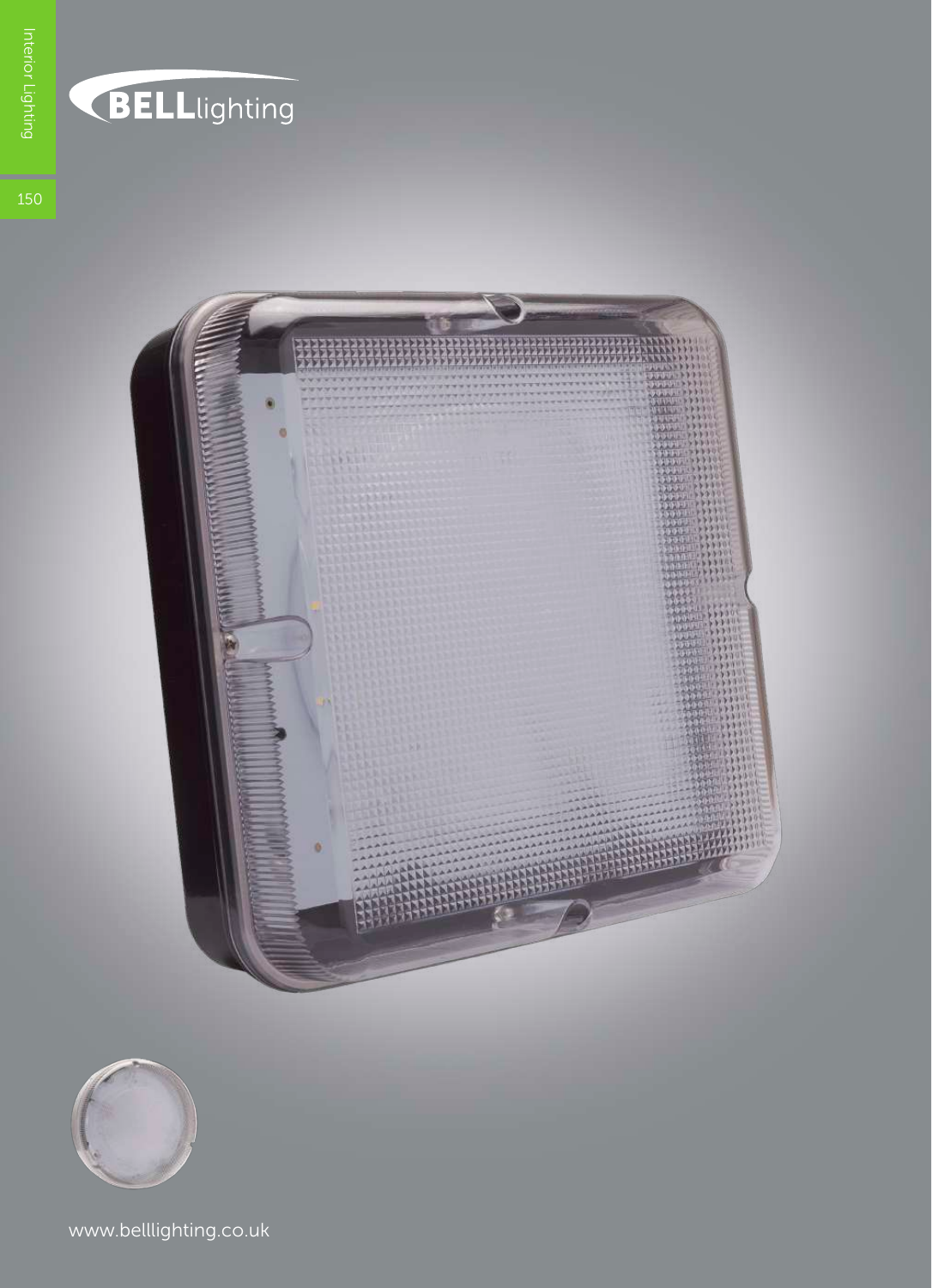BELLlighting

www.belllighting.co.uk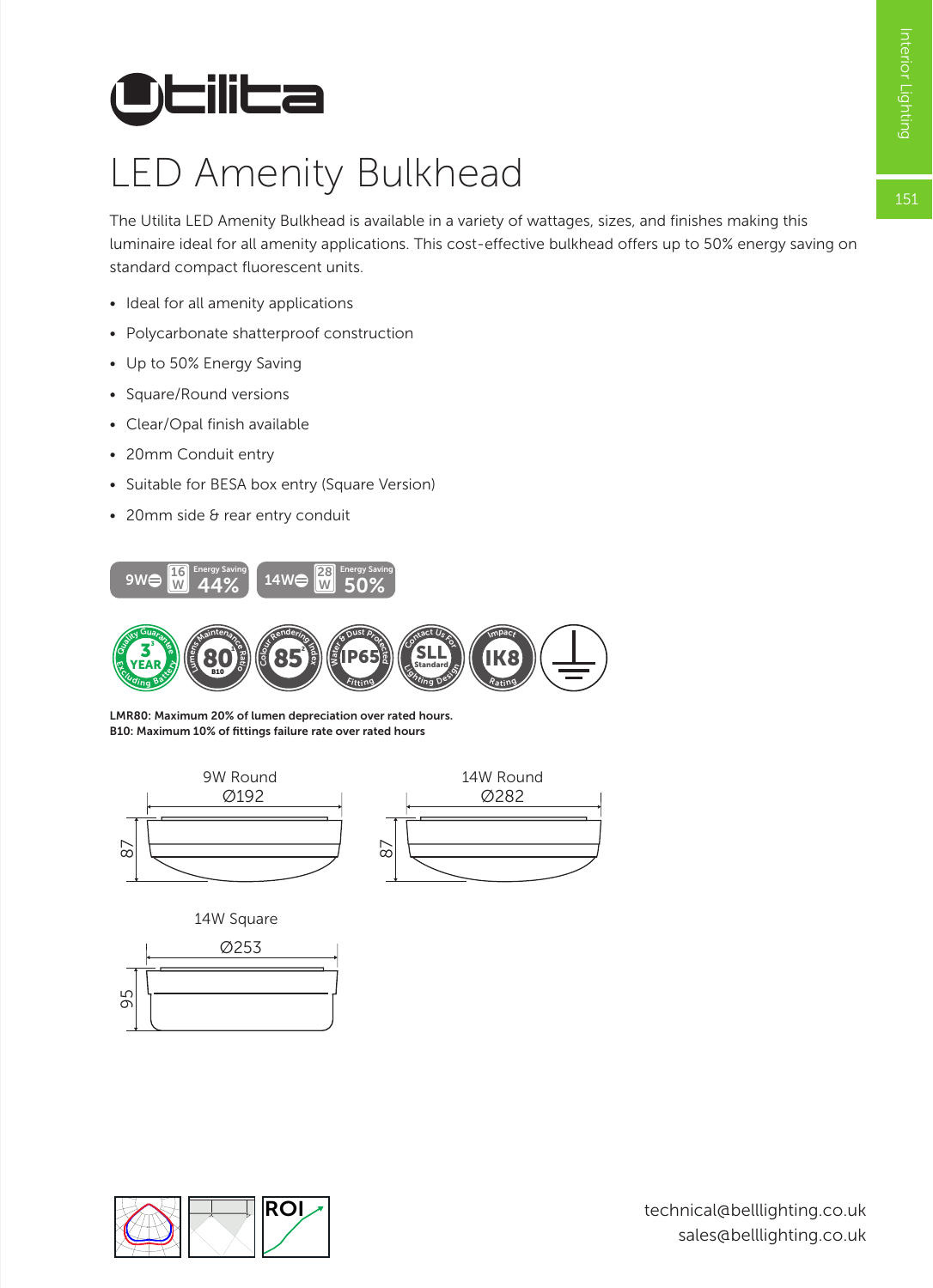# Utilita

## LED Amenity Bulkhead

The Utilita LED Amenity Bulkhead is available in a variety of wattages, sizes, and finishes making this luminaire ideal for all amenity applications. This cost-effective bulkhead offers up to 50% energy saving on standard compact fluorescent units.

- Ideal for all amenity applications
- Polycarbonate shatterproof construction
- Up to 50% Energy Saving
- Square/Round versions
- Clear/Opal finish available
- 20mm Conduit entry
- Suitable for BESA box entry (Square Version)
- 20mm side & rear entry conduit

9W ⊜ 16W Energy Saving 44%  14W ⊜ 28W Energy Saving 50%

3 Year Quality Guarantee Excluding Battery | Lumens Maintenance Ratio 80 B10 | Colour Rendering Index 85 | Water & Dust Protected Fitting IP65 | Contact Us For SLL Standard Lighting Design | Impact Rating IK8

**LMR80: Maximum 20% of lumen depreciation over rated hours.**
**B10: Maximum 10% of fittings failure rate over rated hours**

9W Round Ø192, 87

14W Round Ø282, 87

14W Square Ø253, 95

ROI

technical@belllighting.co.uk
sales@belllighting.co.uk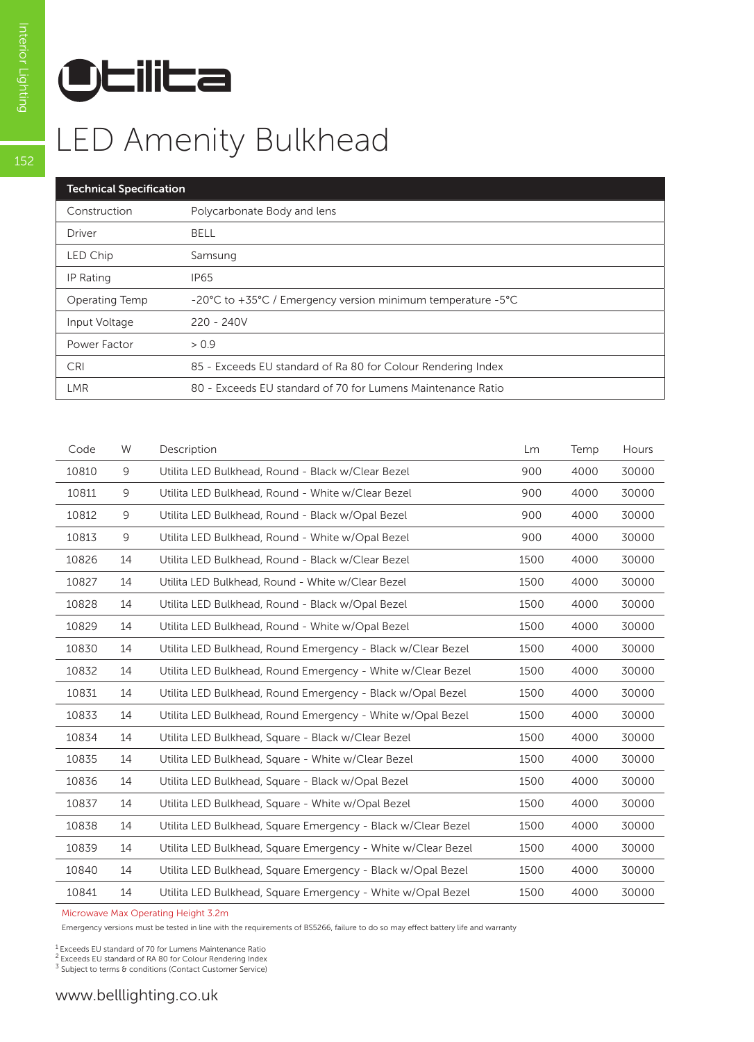# Utilita

# LED Amenity Bulkhead

| Technical Specification | |
|---|---|
| Construction | Polycarbonate Body and lens |
| Driver | BELL |
| LED Chip | Samsung |
| IP Rating | IP65 |
| Operating Temp | -20°C to +35°C / Emergency version minimum temperature -5°C |
| Input Voltage | 220 - 240V |
| Power Factor | > 0.9 |
| CRI | 85 - Exceeds EU standard of Ra 80 for Colour Rendering Index |
| LMR | 80 - Exceeds EU standard of 70 for Lumens Maintenance Ratio |

| Code | W | Description | Lm | Temp | Hours |
|---|---|---|---|---|---|
| 10810 | 9 | Utilita LED Bulkhead, Round - Black w/Clear Bezel | 900 | 4000 | 30000 |
| 10811 | 9 | Utilita LED Bulkhead, Round - White w/Clear Bezel | 900 | 4000 | 30000 |
| 10812 | 9 | Utilita LED Bulkhead, Round - Black w/Opal Bezel | 900 | 4000 | 30000 |
| 10813 | 9 | Utilita LED Bulkhead, Round - White w/Opal Bezel | 900 | 4000 | 30000 |
| 10826 | 14 | Utilita LED Bulkhead, Round - Black w/Clear Bezel | 1500 | 4000 | 30000 |
| 10827 | 14 | Utilita LED Bulkhead, Round - White w/Clear Bezel | 1500 | 4000 | 30000 |
| 10828 | 14 | Utilita LED Bulkhead, Round - Black w/Opal Bezel | 1500 | 4000 | 30000 |
| 10829 | 14 | Utilita LED Bulkhead, Round - White w/Opal Bezel | 1500 | 4000 | 30000 |
| 10830 | 14 | Utilita LED Bulkhead, Round Emergency - Black w/Clear Bezel | 1500 | 4000 | 30000 |
| 10832 | 14 | Utilita LED Bulkhead, Round Emergency - White w/Clear Bezel | 1500 | 4000 | 30000 |
| 10831 | 14 | Utilita LED Bulkhead, Round Emergency - Black w/Opal Bezel | 1500 | 4000 | 30000 |
| 10833 | 14 | Utilita LED Bulkhead, Round Emergency - White w/Opal Bezel | 1500 | 4000 | 30000 |
| 10834 | 14 | Utilita LED Bulkhead, Square - Black w/Clear Bezel | 1500 | 4000 | 30000 |
| 10835 | 14 | Utilita LED Bulkhead, Square - White w/Clear Bezel | 1500 | 4000 | 30000 |
| 10836 | 14 | Utilita LED Bulkhead, Square - Black w/Opal Bezel | 1500 | 4000 | 30000 |
| 10837 | 14 | Utilita LED Bulkhead, Square - White w/Opal Bezel | 1500 | 4000 | 30000 |
| 10838 | 14 | Utilita LED Bulkhead, Square Emergency - Black w/Clear Bezel | 1500 | 4000 | 30000 |
| 10839 | 14 | Utilita LED Bulkhead, Square Emergency - White w/Clear Bezel | 1500 | 4000 | 30000 |
| 10840 | 14 | Utilita LED Bulkhead, Square Emergency - Black w/Opal Bezel | 1500 | 4000 | 30000 |
| 10841 | 14 | Utilita LED Bulkhead, Square Emergency - White w/Opal Bezel | 1500 | 4000 | 30000 |

Microwave Max Operating Height 3.2m

Emergency versions must be tested in line with the requirements of BS5266, failure to do so may effect battery life and warranty

[1] Exceeds EU standard of 70 for Lumens Maintenance Ratio
[2] Exceeds EU standard of RA 80 for Colour Rendering Index
[3] Subject to terms & conditions (Contact Customer Service)

www.belllighting.co.uk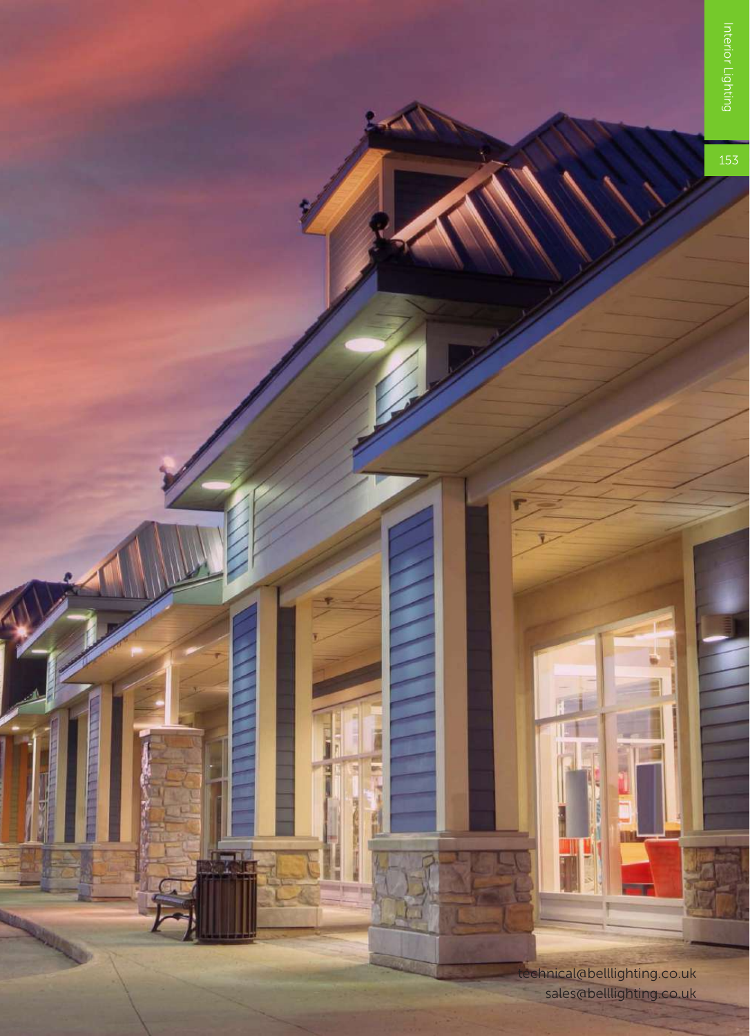technical@belllighting.co.uk
sales@belllighting.co.uk